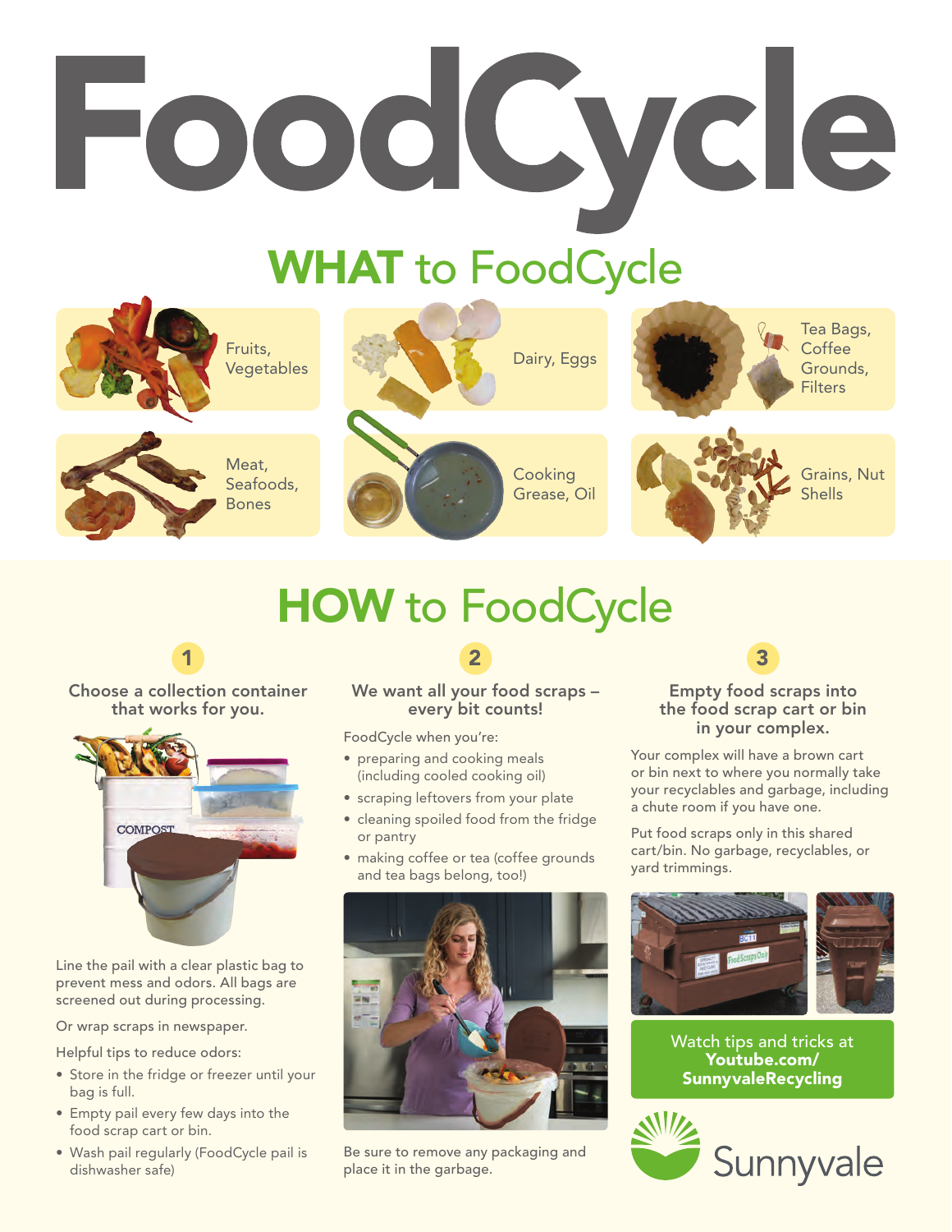# FoodCycle

## WHAT to FoodCycle

- Fruits, Vegetables
- Dairy, Eggs
- Tea Bags, Coffee Grounds, Filters
- Meat, Seafoods, Bones
- Cooking Grease, Oil
- Grains, Nut Shells

## HOW to FoodCycle

### 1 Choose a collection container that works for you.

Line the pail with a clear plastic bag to prevent mess and odors. All bags are screened out during processing.

Or wrap scraps in newspaper.

Helpful tips to reduce odors:

- Store in the fridge or freezer until your bag is full.
- Empty pail every few days into the food scrap cart or bin.
- Wash pail regularly (FoodCycle pail is dishwasher safe)

### 2 We want all your food scraps – every bit counts!

FoodCycle when you're:

- preparing and cooking meals (including cooled cooking oil)
- scraping leftovers from your plate
- cleaning spoiled food from the fridge or pantry
- making coffee or tea (coffee grounds and tea bags belong, too!)

Be sure to remove any packaging and place it in the garbage.

### 3 Empty food scraps into the food scrap cart or bin in your complex.

Your complex will have a brown cart or bin next to where you normally take your recyclables and garbage, including a chute room if you have one.

Put food scraps only in this shared cart/bin. No garbage, recyclables, or yard trimmings.

Watch tips and tricks at **Youtube.com/SunnyvaleRecycling**

Sunnyvale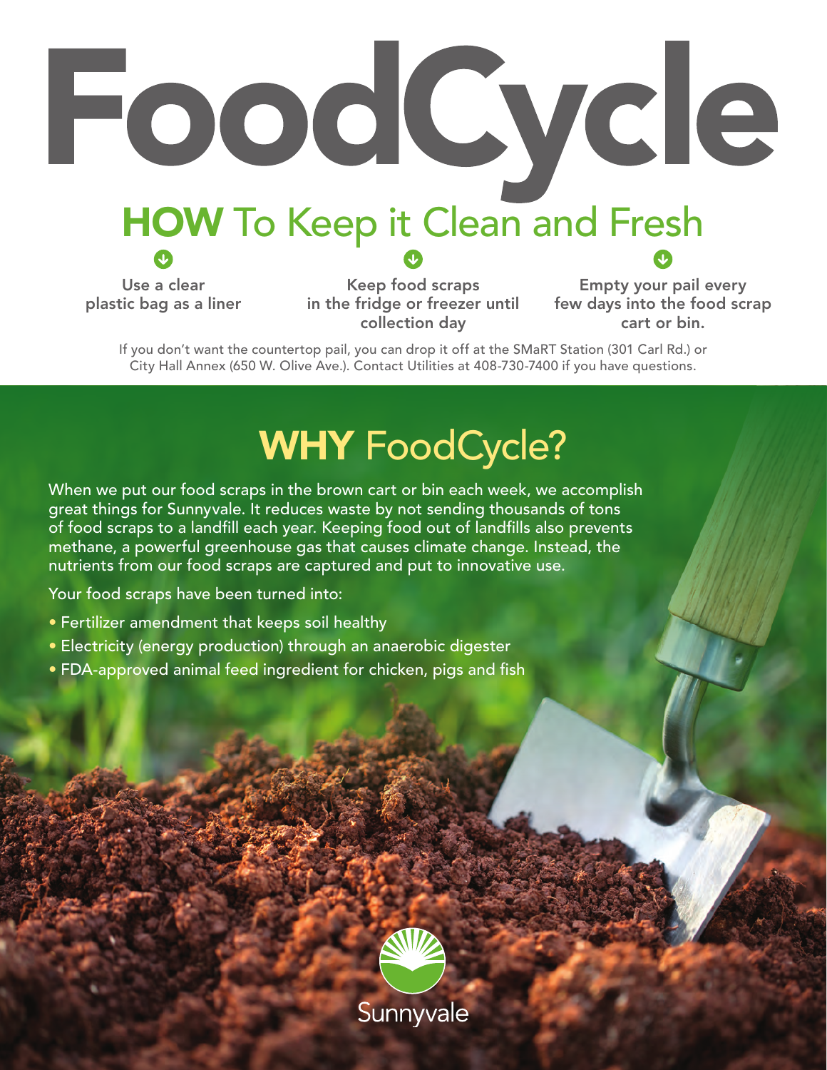# FoodCycle

## **HOW** To Keep it Clean and Fresh

- Use a clear plastic bag as a liner
- Keep food scraps in the fridge or freezer until collection day
- Empty your pail every few days into the food scrap cart or bin.

If you don't want the countertop pail, you can drop it off at the SMaRT Station (301 Carl Rd.) or City Hall Annex (650 W. Olive Ave.). Contact Utilities at 408-730-7400 if you have questions.

## **WHY** FoodCycle?

When we put our food scraps in the brown cart or bin each week, we accomplish great things for Sunnyvale. It reduces waste by not sending thousands of tons of food scraps to a landfill each year. Keeping food out of landfills also prevents methane, a powerful greenhouse gas that causes climate change. Instead, the nutrients from our food scraps are captured and put to innovative use.

Your food scraps have been turned into:

- Fertilizer amendment that keeps soil healthy
- Electricity (energy production) through an anaerobic digester
- FDA-approved animal feed ingredient for chicken, pigs and fish

Sunnyvale